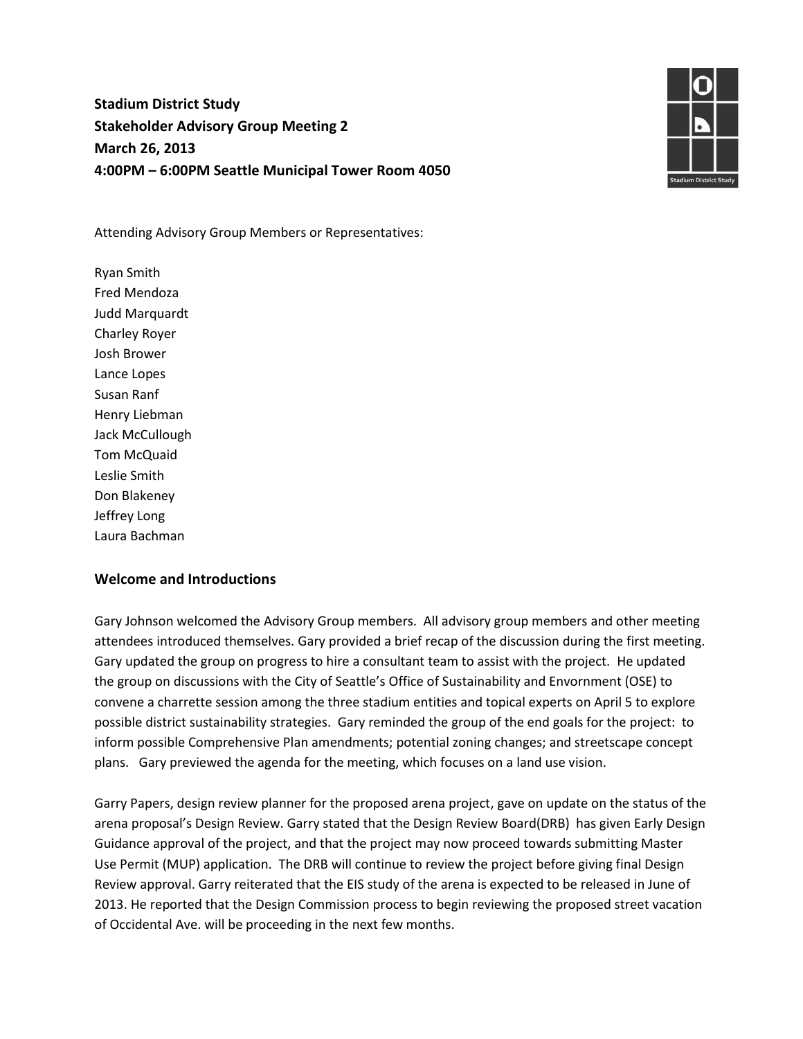**Stadium District Study**
**Stakeholder Advisory Group Meeting 2**
**March 26, 2013**
**4:00PM – 6:00PM Seattle Municipal Tower Room 4050**

Attending Advisory Group Members or Representatives:

Ryan Smith
Fred Mendoza
Judd Marquardt
Charley Royer
Josh Brower
Lance Lopes
Susan Ranf
Henry Liebman
Jack McCullough
Tom McQuaid
Leslie Smith
Don Blakeney
Jeffrey Long
Laura Bachman

## Welcome and Introductions

Gary Johnson welcomed the Advisory Group members. All advisory group members and other meeting attendees introduced themselves. Gary provided a brief recap of the discussion during the first meeting. Gary updated the group on progress to hire a consultant team to assist with the project. He updated the group on discussions with the City of Seattle's Office of Sustainability and Envornment (OSE) to convene a charrette session among the three stadium entities and topical experts on April 5 to explore possible district sustainability strategies. Gary reminded the group of the end goals for the project: to inform possible Comprehensive Plan amendments; potential zoning changes; and streetscape concept plans. Gary previewed the agenda for the meeting, which focuses on a land use vision.

Garry Papers, design review planner for the proposed arena project, gave on update on the status of the arena proposal's Design Review. Garry stated that the Design Review Board(DRB) has given Early Design Guidance approval of the project, and that the project may now proceed towards submitting Master Use Permit (MUP) application. The DRB will continue to review the project before giving final Design Review approval. Garry reiterated that the EIS study of the arena is expected to be released in June of 2013. He reported that the Design Commission process to begin reviewing the proposed street vacation of Occidental Ave. will be proceeding in the next few months.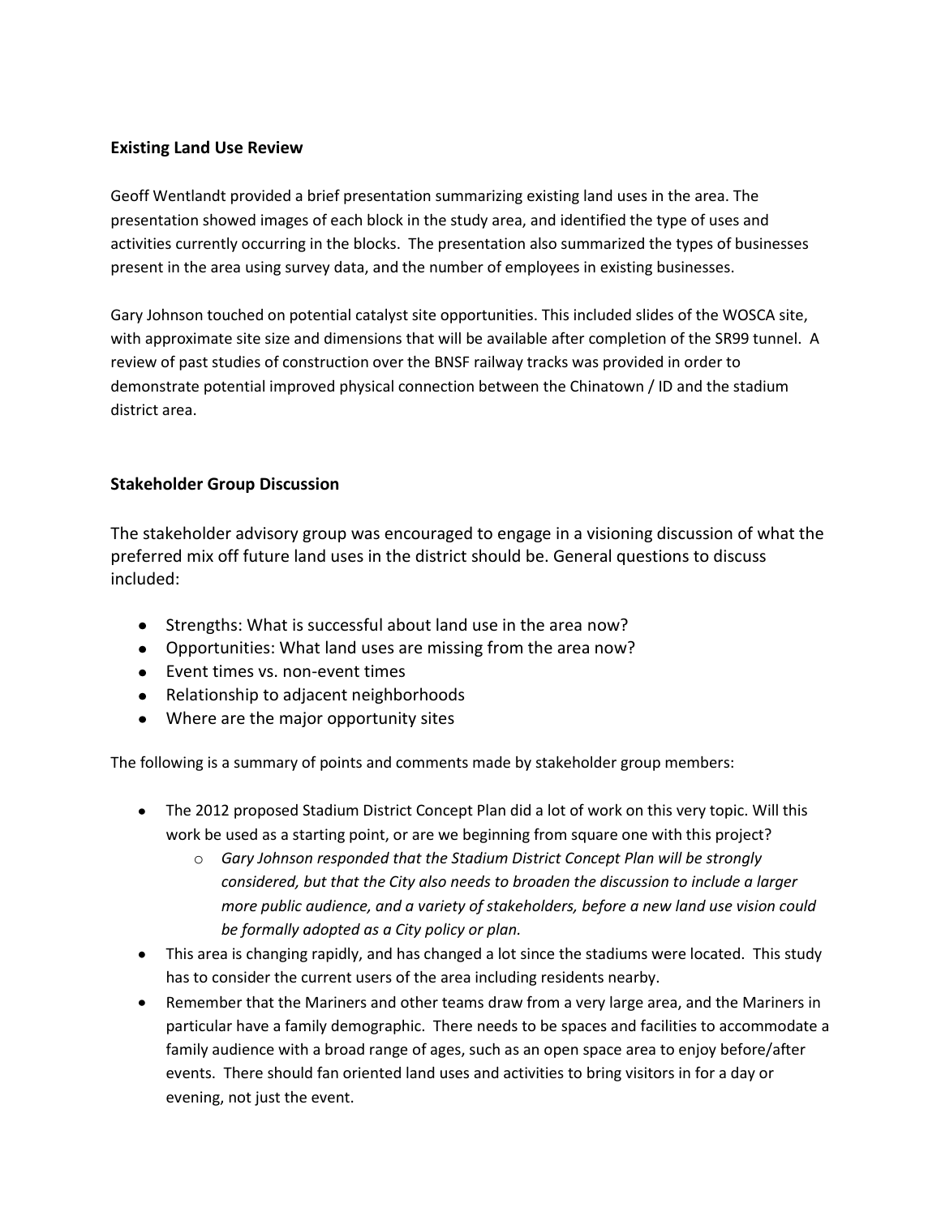**Existing Land Use Review**

Geoff Wentlandt provided a brief presentation summarizing existing land uses in the area. The presentation showed images of each block in the study area, and identified the type of uses and activities currently occurring in the blocks. The presentation also summarized the types of businesses present in the area using survey data, and the number of employees in existing businesses.

Gary Johnson touched on potential catalyst site opportunities. This included slides of the WOSCA site, with approximate site size and dimensions that will be available after completion of the SR99 tunnel. A review of past studies of construction over the BNSF railway tracks was provided in order to demonstrate potential improved physical connection between the Chinatown / ID and the stadium district area.

**Stakeholder Group Discussion**

The stakeholder advisory group was encouraged to engage in a visioning discussion of what the preferred mix off future land uses in the district should be. General questions to discuss included:

- Strengths: What is successful about land use in the area now?
- Opportunities: What land uses are missing from the area now?
- Event times vs. non-event times
- Relationship to adjacent neighborhoods
- Where are the major opportunity sites

The following is a summary of points and comments made by stakeholder group members:

- The 2012 proposed Stadium District Concept Plan did a lot of work on this very topic. Will this work be used as a starting point, or are we beginning from square one with this project?
    - *Gary Johnson responded that the Stadium District Concept Plan will be strongly considered, but that the City also needs to broaden the discussion to include a larger more public audience, and a variety of stakeholders, before a new land use vision could be formally adopted as a City policy or plan.*
- This area is changing rapidly, and has changed a lot since the stadiums were located. This study has to consider the current users of the area including residents nearby.
- Remember that the Mariners and other teams draw from a very large area, and the Mariners in particular have a family demographic. There needs to be spaces and facilities to accommodate a family audience with a broad range of ages, such as an open space area to enjoy before/after events. There should fan oriented land uses and activities to bring visitors in for a day or evening, not just the event.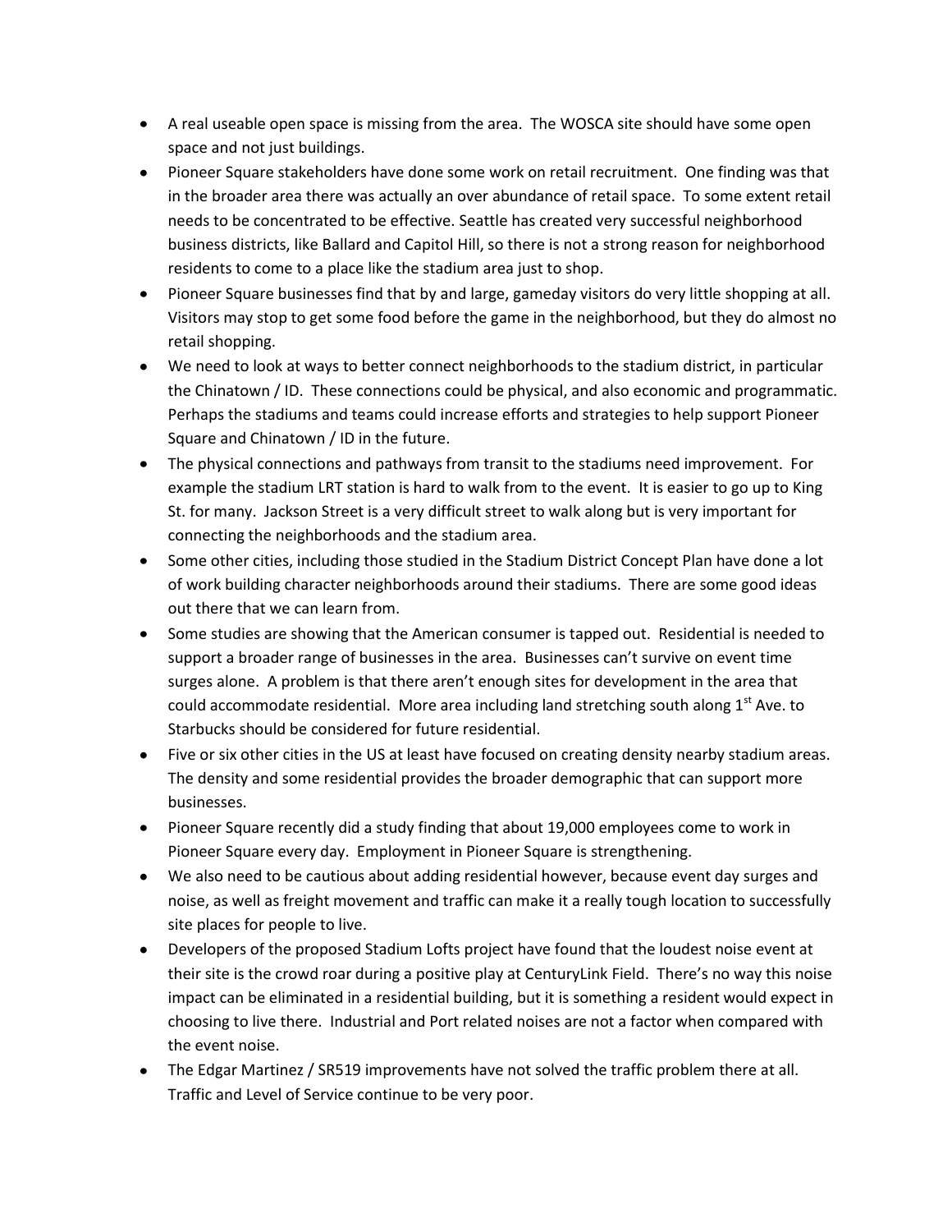- A real useable open space is missing from the area. The WOSCA site should have some open space and not just buildings.
- Pioneer Square stakeholders have done some work on retail recruitment. One finding was that in the broader area there was actually an over abundance of retail space. To some extent retail needs to be concentrated to be effective. Seattle has created very successful neighborhood business districts, like Ballard and Capitol Hill, so there is not a strong reason for neighborhood residents to come to a place like the stadium area just to shop.
- Pioneer Square businesses find that by and large, gameday visitors do very little shopping at all. Visitors may stop to get some food before the game in the neighborhood, but they do almost no retail shopping.
- We need to look at ways to better connect neighborhoods to the stadium district, in particular the Chinatown / ID. These connections could be physical, and also economic and programmatic. Perhaps the stadiums and teams could increase efforts and strategies to help support Pioneer Square and Chinatown / ID in the future.
- The physical connections and pathways from transit to the stadiums need improvement. For example the stadium LRT station is hard to walk from to the event. It is easier to go up to King St. for many. Jackson Street is a very difficult street to walk along but is very important for connecting the neighborhoods and the stadium area.
- Some other cities, including those studied in the Stadium District Concept Plan have done a lot of work building character neighborhoods around their stadiums. There are some good ideas out there that we can learn from.
- Some studies are showing that the American consumer is tapped out. Residential is needed to support a broader range of businesses in the area. Businesses can't survive on event time surges alone. A problem is that there aren't enough sites for development in the area that could accommodate residential. More area including land stretching south along 1st Ave. to Starbucks should be considered for future residential.
- Five or six other cities in the US at least have focused on creating density nearby stadium areas. The density and some residential provides the broader demographic that can support more businesses.
- Pioneer Square recently did a study finding that about 19,000 employees come to work in Pioneer Square every day. Employment in Pioneer Square is strengthening.
- We also need to be cautious about adding residential however, because event day surges and noise, as well as freight movement and traffic can make it a really tough location to successfully site places for people to live.
- Developers of the proposed Stadium Lofts project have found that the loudest noise event at their site is the crowd roar during a positive play at CenturyLink Field. There's no way this noise impact can be eliminated in a residential building, but it is something a resident would expect in choosing to live there. Industrial and Port related noises are not a factor when compared with the event noise.
- The Edgar Martinez / SR519 improvements have not solved the traffic problem there at all. Traffic and Level of Service continue to be very poor.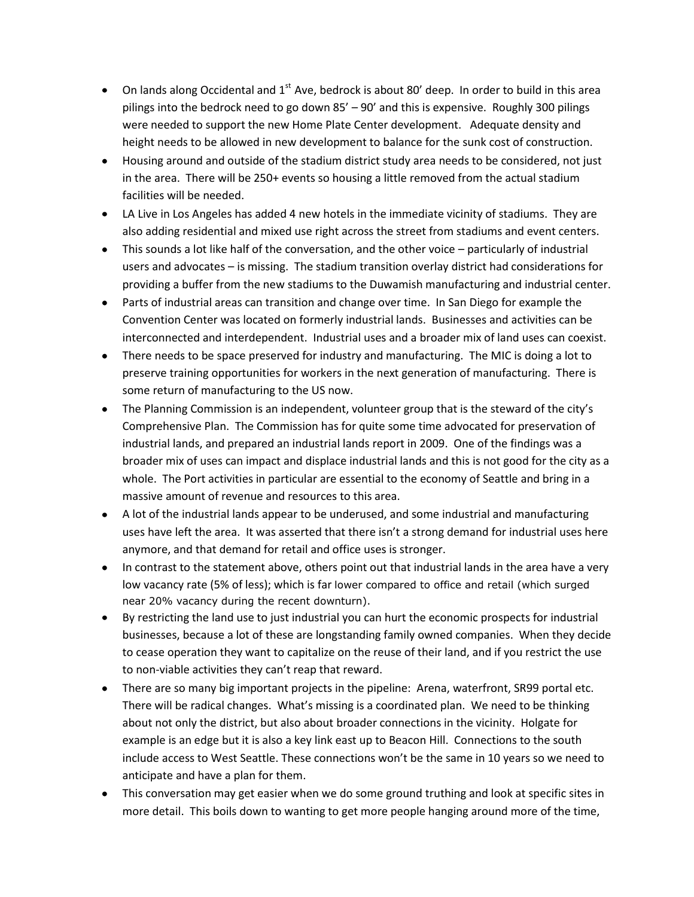- On lands along Occidental and 1st Ave, bedrock is about 80' deep. In order to build in this area pilings into the bedrock need to go down 85' – 90' and this is expensive. Roughly 300 pilings were needed to support the new Home Plate Center development. Adequate density and height needs to be allowed in new development to balance for the sunk cost of construction.
- Housing around and outside of the stadium district study area needs to be considered, not just in the area. There will be 250+ events so housing a little removed from the actual stadium facilities will be needed.
- LA Live in Los Angeles has added 4 new hotels in the immediate vicinity of stadiums. They are also adding residential and mixed use right across the street from stadiums and event centers.
- This sounds a lot like half of the conversation, and the other voice – particularly of industrial users and advocates – is missing. The stadium transition overlay district had considerations for providing a buffer from the new stadiums to the Duwamish manufacturing and industrial center.
- Parts of industrial areas can transition and change over time. In San Diego for example the Convention Center was located on formerly industrial lands. Businesses and activities can be interconnected and interdependent. Industrial uses and a broader mix of land uses can coexist.
- There needs to be space preserved for industry and manufacturing. The MIC is doing a lot to preserve training opportunities for workers in the next generation of manufacturing. There is some return of manufacturing to the US now.
- The Planning Commission is an independent, volunteer group that is the steward of the city's Comprehensive Plan. The Commission has for quite some time advocated for preservation of industrial lands, and prepared an industrial lands report in 2009. One of the findings was a broader mix of uses can impact and displace industrial lands and this is not good for the city as a whole. The Port activities in particular are essential to the economy of Seattle and bring in a massive amount of revenue and resources to this area.
- A lot of the industrial lands appear to be underused, and some industrial and manufacturing uses have left the area. It was asserted that there isn't a strong demand for industrial uses here anymore, and that demand for retail and office uses is stronger.
- In contrast to the statement above, others point out that industrial lands in the area have a very low vacancy rate (5% of less); which is far lower compared to office and retail (which surged near 20% vacancy during the recent downturn).
- By restricting the land use to just industrial you can hurt the economic prospects for industrial businesses, because a lot of these are longstanding family owned companies. When they decide to cease operation they want to capitalize on the reuse of their land, and if you restrict the use to non-viable activities they can't reap that reward.
- There are so many big important projects in the pipeline: Arena, waterfront, SR99 portal etc. There will be radical changes. What's missing is a coordinated plan. We need to be thinking about not only the district, but also about broader connections in the vicinity. Holgate for example is an edge but it is also a key link east up to Beacon Hill. Connections to the south include access to West Seattle. These connections won't be the same in 10 years so we need to anticipate and have a plan for them.
- This conversation may get easier when we do some ground truthing and look at specific sites in more detail. This boils down to wanting to get more people hanging around more of the time,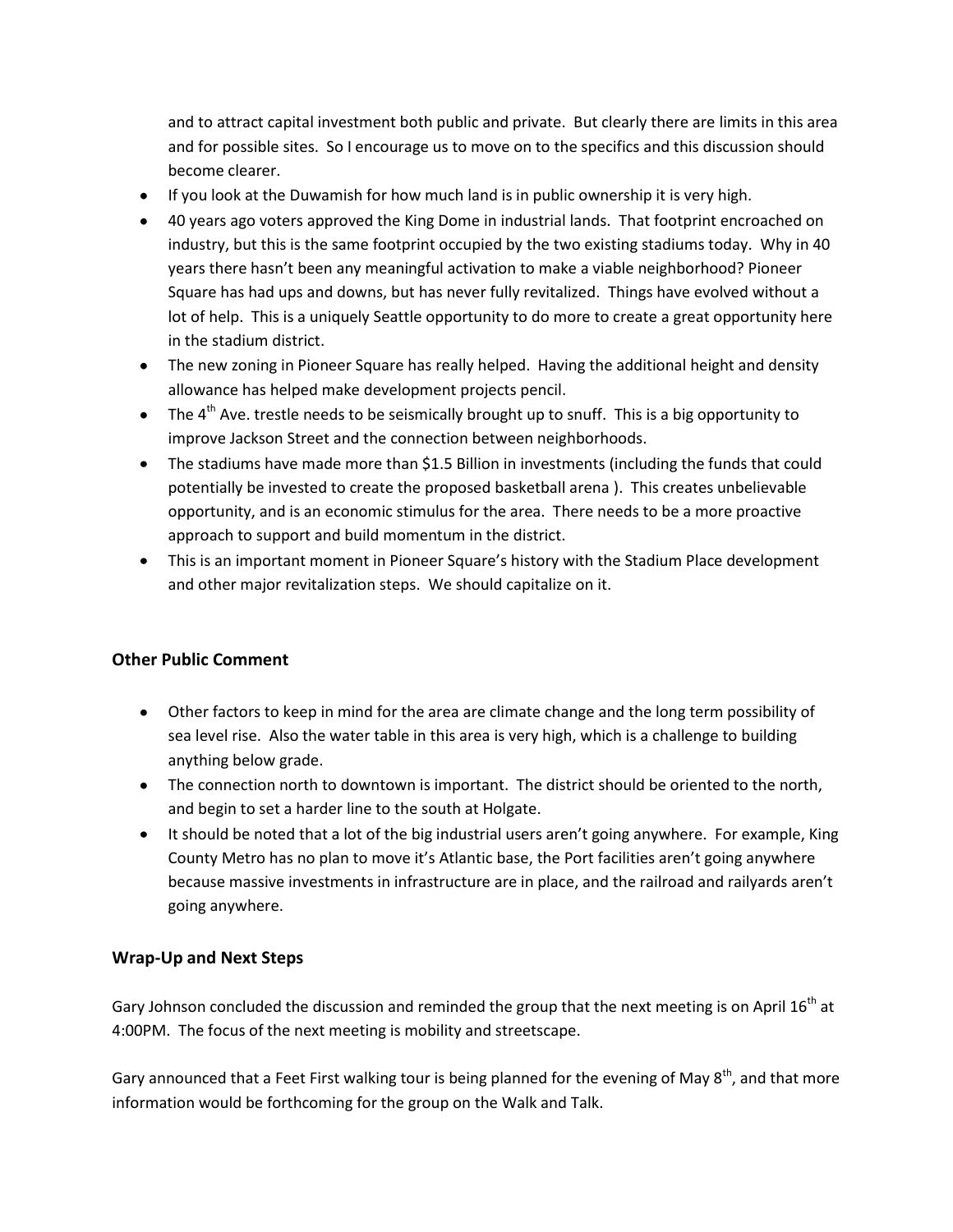and to attract capital investment both public and private. But clearly there are limits in this area and for possible sites. So I encourage us to move on to the specifics and this discussion should become clearer.

- If you look at the Duwamish for how much land is in public ownership it is very high.
- 40 years ago voters approved the King Dome in industrial lands. That footprint encroached on industry, but this is the same footprint occupied by the two existing stadiums today. Why in 40 years there hasn't been any meaningful activation to make a viable neighborhood? Pioneer Square has had ups and downs, but has never fully revitalized. Things have evolved without a lot of help. This is a uniquely Seattle opportunity to do more to create a great opportunity here in the stadium district.
- The new zoning in Pioneer Square has really helped. Having the additional height and density allowance has helped make development projects pencil.
- The 4th Ave. trestle needs to be seismically brought up to snuff. This is a big opportunity to improve Jackson Street and the connection between neighborhoods.
- The stadiums have made more than $1.5 Billion in investments (including the funds that could potentially be invested to create the proposed basketball arena ). This creates unbelievable opportunity, and is an economic stimulus for the area. There needs to be a more proactive approach to support and build momentum in the district.
- This is an important moment in Pioneer Square's history with the Stadium Place development and other major revitalization steps. We should capitalize on it.

### Other Public Comment

- Other factors to keep in mind for the area are climate change and the long term possibility of sea level rise. Also the water table in this area is very high, which is a challenge to building anything below grade.
- The connection north to downtown is important. The district should be oriented to the north, and begin to set a harder line to the south at Holgate.
- It should be noted that a lot of the big industrial users aren't going anywhere. For example, King County Metro has no plan to move it's Atlantic base, the Port facilities aren't going anywhere because massive investments in infrastructure are in place, and the railroad and railyards aren't going anywhere.

### Wrap-Up and Next Steps

Gary Johnson concluded the discussion and reminded the group that the next meeting is on April 16th at 4:00PM. The focus of the next meeting is mobility and streetscape.

Gary announced that a Feet First walking tour is being planned for the evening of May 8th, and that more information would be forthcoming for the group on the Walk and Talk.